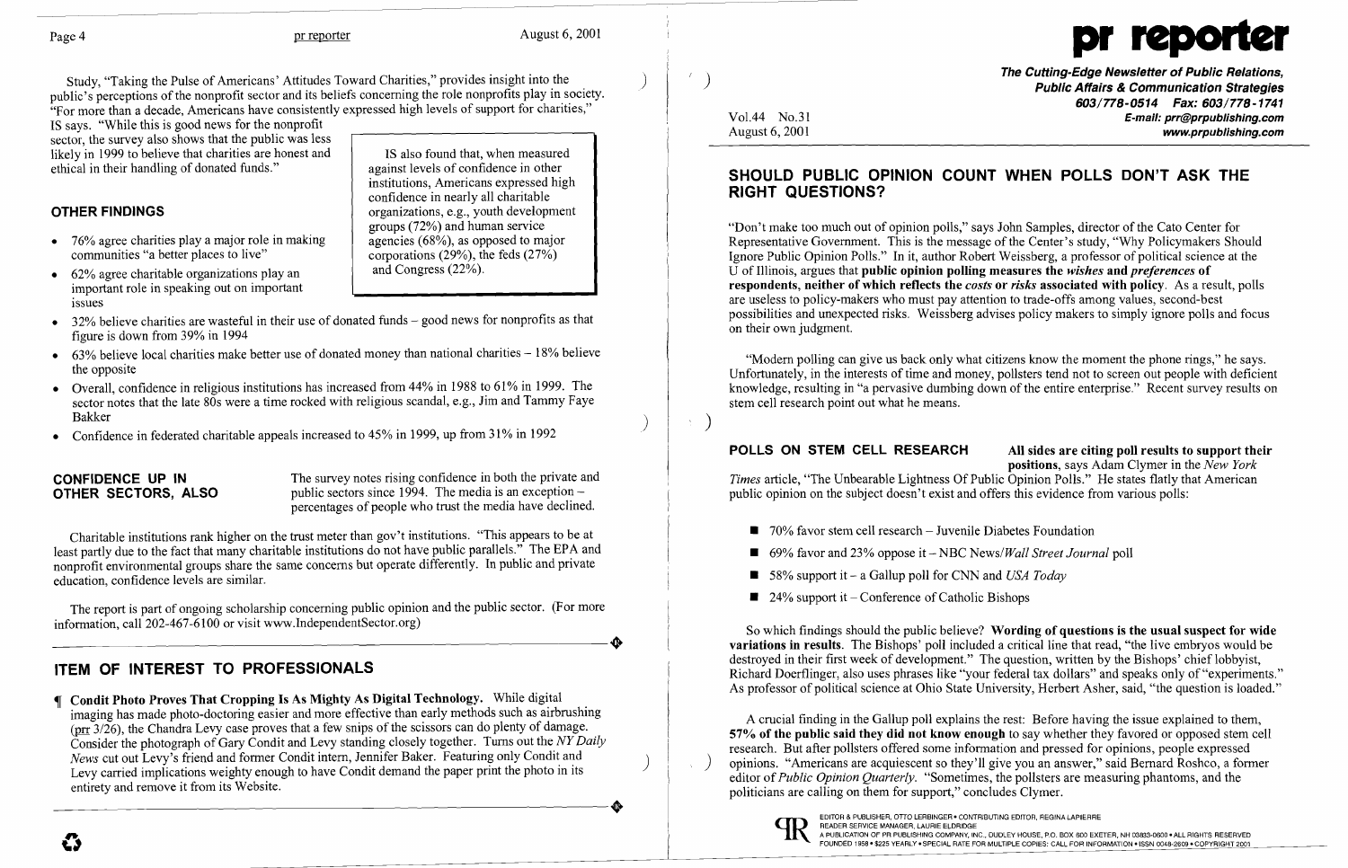Study, "Taking the Pulse of Americans' Attitudes Toward Charities," provides insight into the public's perceptions of the nonprofit sector and its beliefs concerning the role nonprofits play in society. "For more than a decade, Americans have consistently expressed high levels of support for charities," IS says. "While this is good news for the nonprofit sector, the survey also shows that the public was less likely in 1999 to believe that charities are honest and ethical in their handling of donated funds."

> IS also found that, when measured against levels of confidence in other institutions, Americans expressed high confidence in nearly all charitable organizations, e.g., youth development groups (72%) and human service agencies (68%), as opposed to major corporations (29%), the feds (27%) and Congress (22%).

## OTHER FINDINGS

- 76% agree charities play a major role in making communities "a better places to live"
- 62% agree charitable organizations play an important role in speaking out on important issues
- 32% believe charities are wasteful in their use of donated funds – good news for nonprofits as that figure is down from 39% in 1994
- 63% believe local charities make better use of donated money than national charities – 18% believe the opposite
- Overall, confidence in religious institutions has increased from 44% in 1988 to 61% in 1999. The sector notes that the late 80s were a time rocked with religious scandal, e.g., Jim and Tammy Faye Bakker
- Confidence in federated charitable appeals increased to 45% in 1999, up from 31% in 1992

## CONFIDENCE UP IN OTHER SECTORS, ALSO

The survey notes rising confidence in both the private and public sectors since 1994. The media is an exception – percentages of people who trust the media have declined.

Charitable institutions rank higher on the trust meter than gov't institutions. "This appears to be at least partly due to the fact that many charitable institutions do not have public parallels." The EPA and nonprofit environmental groups share the same concerns but operate differently. In public and private education, confidence levels are similar.

The report is part of ongoing scholarship concerning public opinion and the public sector. (For more information, call 202-467-6100 or visit www.IndependentSector.org)

## ITEM OF INTEREST TO PROFESSIONALS

¶ **Condit Photo Proves That Cropping Is As Mighty As Digital Technology.** While digital imaging has made photo-doctoring easier and more effective than early methods such as airbrushing (prr 3/26), the Chandra Levy case proves that a few snips of the scissors can do plenty of damage. Consider the photograph of Gary Condit and Levy standing closely together. Turns out the *NY Daily News* cut out Levy's friend and former Condit intern, Jennifer Baker. Featuring only Condit and Levy carried implications weighty enough to have Condit demand the paper print the photo in its entirety and remove it from its Website.

# pr reporter

**The Cutting-Edge Newsletter of Public Relations, Public Affairs & Communication Strategies**
**603/778-0514 Fax: 603/778-1741**
**E-mail: prr@prpublishing.com**
**www.prpublishing.com**

Vol.44 No.31
August 6, 2001

## SHOULD PUBLIC OPINION COUNT WHEN POLLS DON'T ASK THE RIGHT QUESTIONS?

"Don't make too much out of opinion polls," says John Samples, director of the Cato Center for Representative Government. This is the message of the Center's study, "Why Policymakers Should Ignore Public Opinion Polls." In it, author Robert Weissberg, a professor of political science at the U of Illinois, argues that **public opinion polling measures the *wishes* and *preferences* of respondents, neither of which reflects the *costs* or *risks* associated with policy**. As a result, polls are useless to policy-makers who must pay attention to trade-offs among values, second-best possibilities and unexpected risks. Weissberg advises policy makers to simply ignore polls and focus on their own judgment.

"Modern polling can give us back only what citizens know the moment the phone rings," he says. Unfortunately, in the interests of time and money, pollsters tend not to screen out people with deficient knowledge, resulting in "a pervasive dumbing down of the entire enterprise." Recent survey results on stem cell research point out what he means.

## POLLS ON STEM CELL RESEARCH

**All sides are citing poll results to support their positions**, says Adam Clymer in the *New York Times* article, "The Unbearable Lightness Of Public Opinion Polls." He states flatly that American public opinion on the subject doesn't exist and offers this evidence from various polls:

- 70% favor stem cell research – Juvenile Diabetes Foundation
- 69% favor and 23% oppose it – NBC News/*Wall Street Journal* poll
- 58% support it – a Gallup poll for CNN and *USA Today*
- 24% support it – Conference of Catholic Bishops

So which findings should the public believe? **Wording of questions is the usual suspect for wide variations in results.** The Bishops' poll included a critical line that read, "the live embryos would be destroyed in their first week of development." The question, written by the Bishops' chief lobbyist, Richard Doerflinger, also uses phrases like "your federal tax dollars" and speaks only of "experiments." As professor of political science at Ohio State University, Herbert Asher, said, "the question is loaded."

A crucial finding in the Gallup poll explains the rest: Before having the issue explained to them, **57% of the public said they did not know enough** to say whether they favored or opposed stem cell research. But after pollsters offered some information and pressed for opinions, people expressed opinions. "Americans are acquiescent so they'll give you an answer," said Bernard Roshco, a former editor of *Public Opinion Quarterly*. "Sometimes, the pollsters are measuring phantoms, and the politicians are calling on them for support," concludes Clymer.

EDITOR & PUBLISHER, OTTO LERBINGER • CONTRIBUTING EDITOR, REGINA LAPIERRE
READER SERVICE MANAGER, LAURIE ELDRIDGE
A PUBLICATION OF PR PUBLISHING COMPANY, INC., DUDLEY HOUSE, P.O. BOX 600 EXETER, NH 03833-0600 • ALL RIGHTS RESERVED
FOUNDED 1958 • $225 YEARLY • SPECIAL RATE FOR MULTIPLE COPIES: CALL FOR INFORMATION • ISSN 0048-2609 • COPYRIGHT 2001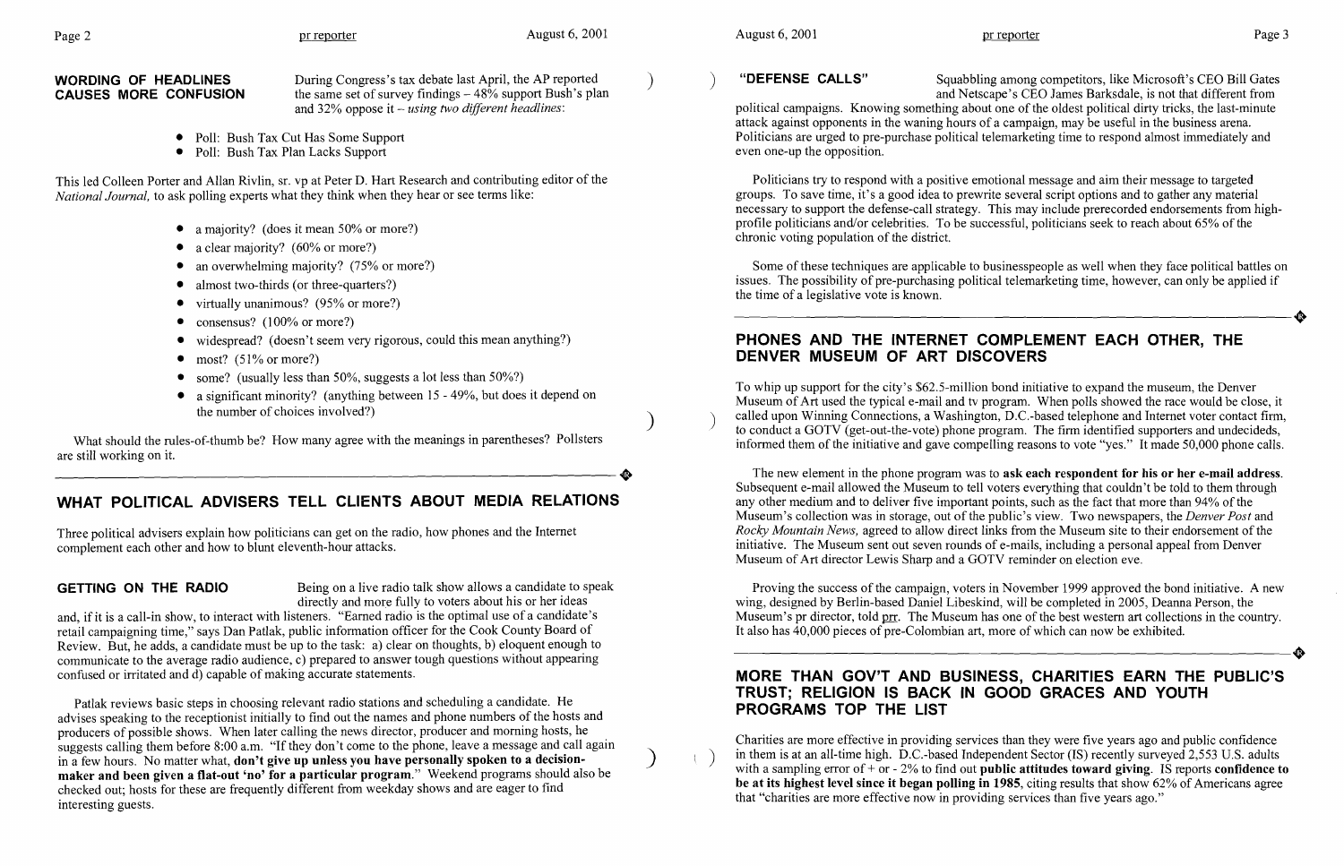### WORDING OF HEADLINES CAUSES MORE CONFUSION

During Congress's tax debate last April, the AP reported the same set of survey findings – 48% support Bush's plan and 32% oppose it – *using two different headlines*:

- Poll: Bush Tax Cut Has Some Support
- Poll: Bush Tax Plan Lacks Support

This led Colleen Porter and Allan Rivlin, sr. vp at Peter D. Hart Research and contributing editor of the *National Journal*, to ask polling experts what they think when they hear or see terms like:

- a majority? (does it mean 50% or more?)
- a clear majority? (60% or more?)
- an overwhelming majority? (75% or more?)
- almost two-thirds (or three-quarters?)
- virtually unanimous? (95% or more?)
- consensus? (100% or more?)
- widespread? (doesn't seem very rigorous, could this mean anything?)
- most? (51% or more?)
- some? (usually less than 50%, suggests a lot less than 50%?)
- a significant minority? (anything between 15 - 49%, but does it depend on the number of choices involved?)

What should the rules-of-thumb be? How many agree with the meanings in parentheses? Pollsters are still working on it.

## WHAT POLITICAL ADVISERS TELL CLIENTS ABOUT MEDIA RELATIONS

Three political advisers explain how politicians can get on the radio, how phones and the Internet complement each other and how to blunt eleventh-hour attacks.

### GETTING ON THE RADIO

Being on a live radio talk show allows a candidate to speak directly and more fully to voters about his or her ideas and, if it is a call-in show, to interact with listeners. "Earned radio is the optimal use of a candidate's retail campaigning time," says Dan Patlak, public information officer for the Cook County Board of Review. But, he adds, a candidate must be up to the task: a) clear on thoughts, b) eloquent enough to communicate to the average radio audience, c) prepared to answer tough questions without appearing confused or irritated and d) capable of making accurate statements.

Patlak reviews basic steps in choosing relevant radio stations and scheduling a candidate. He advises speaking to the receptionist initially to find out the names and phone numbers of the hosts and producers of possible shows. When later calling the news director, producer and morning hosts, he suggests calling them before 8:00 a.m. "If they don't come to the phone, leave a message and call again in a few hours. No matter what, **don't give up unless you have personally spoken to a decision-maker and been given a flat-out 'no' for a particular program**." Weekend programs should also be checked out; hosts for these are frequently different from weekday shows and are eager to find interesting guests.

### "DEFENSE CALLS"

Squabbling among competitors, like Microsoft's CEO Bill Gates and Netscape's CEO James Barksdale, is not that different from political campaigns. Knowing something about one of the oldest political dirty tricks, the last-minute attack against opponents in the waning hours of a campaign, may be useful in the business arena. Politicians are urged to pre-purchase political telemarketing time to respond almost immediately and even one-up the opposition.

Politicians try to respond with a positive emotional message and aim their message to targeted groups. To save time, it's a good idea to prewrite several script options and to gather any material necessary to support the defense-call strategy. This may include prerecorded endorsements from high-profile politicians and/or celebrities. To be successful, politicians seek to reach about 65% of the chronic voting population of the district.

Some of these techniques are applicable to businesspeople as well when they face political battles on issues. The possibility of pre-purchasing political telemarketing time, however, can only be applied if the time of a legislative vote is known.

## PHONES AND THE INTERNET COMPLEMENT EACH OTHER, THE DENVER MUSEUM OF ART DISCOVERS

To whip up support for the city's $62.5-million bond initiative to expand the museum, the Denver Museum of Art used the typical e-mail and tv program. When polls showed the race would be close, it called upon Winning Connections, a Washington, D.C.-based telephone and Internet voter contact firm, to conduct a GOTV (get-out-the-vote) phone program. The firm identified supporters and undecideds, informed them of the initiative and gave compelling reasons to vote "yes." It made 50,000 phone calls.

The new element in the phone program was to **ask each respondent for his or her e-mail address**. Subsequent e-mail allowed the Museum to tell voters everything that couldn't be told to them through any other medium and to deliver five important points, such as the fact that more than 94% of the Museum's collection was in storage, out of the public's view. Two newspapers, the *Denver Post* and *Rocky Mountain News,* agreed to allow direct links from the Museum site to their endorsement of the initiative. The Museum sent out seven rounds of e-mails, including a personal appeal from Denver Museum of Art director Lewis Sharp and a GOTV reminder on election eve.

Proving the success of the campaign, voters in November 1999 approved the bond initiative. A new wing, designed by Berlin-based Daniel Libeskind, will be completed in 2005, Deanna Person, the Museum's pr director, told prr. The Museum has one of the best western art collections in the country. It also has 40,000 pieces of pre-Colombian art, more of which can now be exhibited.

## MORE THAN GOV'T AND BUSINESS, CHARITIES EARN THE PUBLIC'S TRUST; RELIGION IS BACK IN GOOD GRACES AND YOUTH PROGRAMS TOP THE LIST

Charities are more effective in providing services than they were five years ago and public confidence in them is at an all-time high. D.C.-based Independent Sector (IS) recently surveyed 2,553 U.S. adults with a sampling error of + or - 2% to find out **public attitudes toward giving**. IS reports **confidence to be at its highest level since it began polling in 1985**, citing results that show 62% of Americans agree that "charities are more effective now in providing services than five years ago."